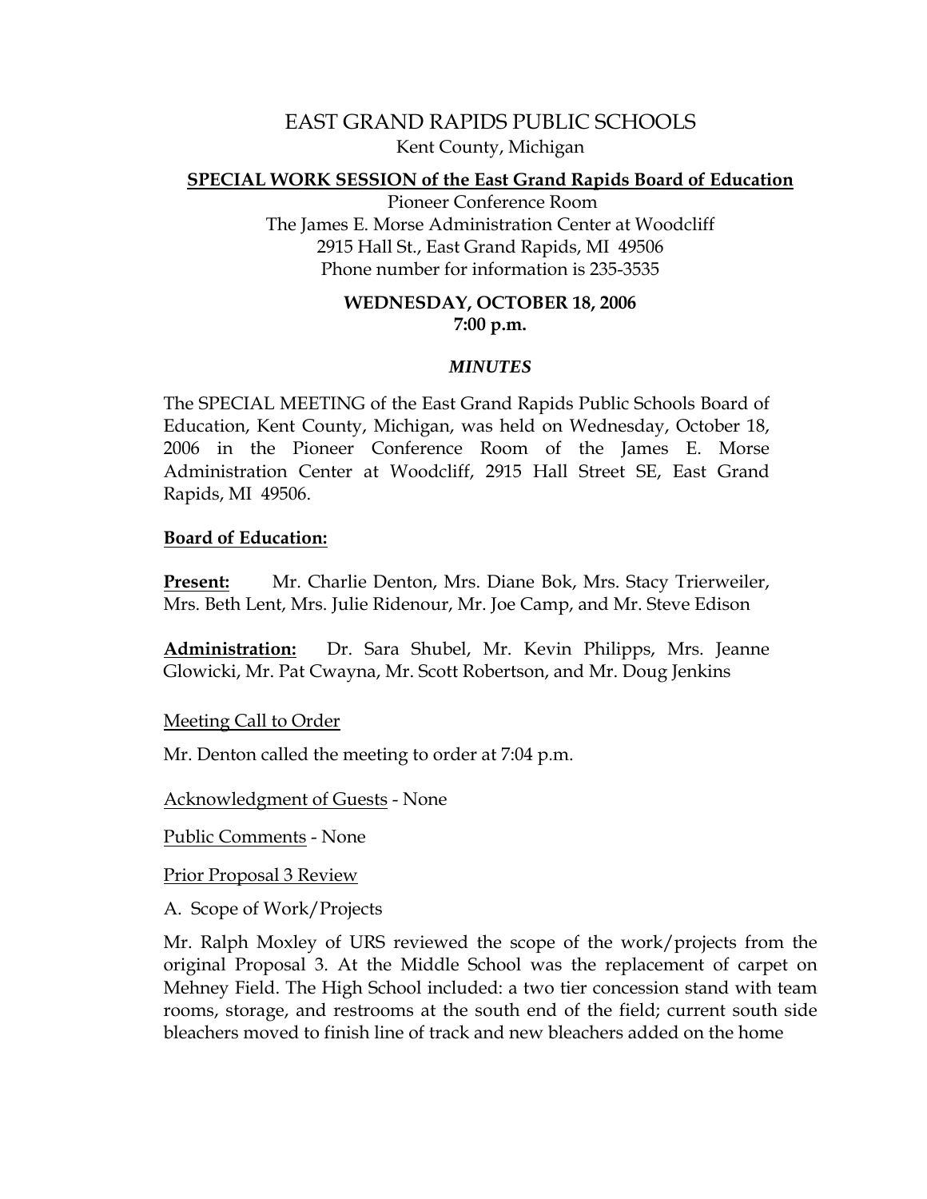# EAST GRAND RAPIDS PUBLIC SCHOOLS

Kent County, Michigan

**SPECIAL WORK SESSION of the East Grand Rapids Board of Education**

Pioneer Conference Room
The James E. Morse Administration Center at Woodcliff
2915 Hall St., East Grand Rapids, MI 49506
Phone number for information is 235-3535

**WEDNESDAY, OCTOBER 18, 2006**
**7:00 p.m.**

***MINUTES***

The SPECIAL MEETING of the East Grand Rapids Public Schools Board of Education, Kent County, Michigan, was held on Wednesday, October 18, 2006 in the Pioneer Conference Room of the James E. Morse Administration Center at Woodcliff, 2915 Hall Street SE, East Grand Rapids, MI 49506.

**Board of Education:**

**Present:** Mr. Charlie Denton, Mrs. Diane Bok, Mrs. Stacy Trierweiler, Mrs. Beth Lent, Mrs. Julie Ridenour, Mr. Joe Camp, and Mr. Steve Edison

**Administration:** Dr. Sara Shubel, Mr. Kevin Philipps, Mrs. Jeanne Glowicki, Mr. Pat Cwayna, Mr. Scott Robertson, and Mr. Doug Jenkins

Meeting Call to Order

Mr. Denton called the meeting to order at 7:04 p.m.

Acknowledgment of Guests - None

Public Comments - None

Prior Proposal 3 Review

A. Scope of Work/Projects

Mr. Ralph Moxley of URS reviewed the scope of the work/projects from the original Proposal 3. At the Middle School was the replacement of carpet on Mehney Field. The High School included: a two tier concession stand with team rooms, storage, and restrooms at the south end of the field; current south side bleachers moved to finish line of track and new bleachers added on the home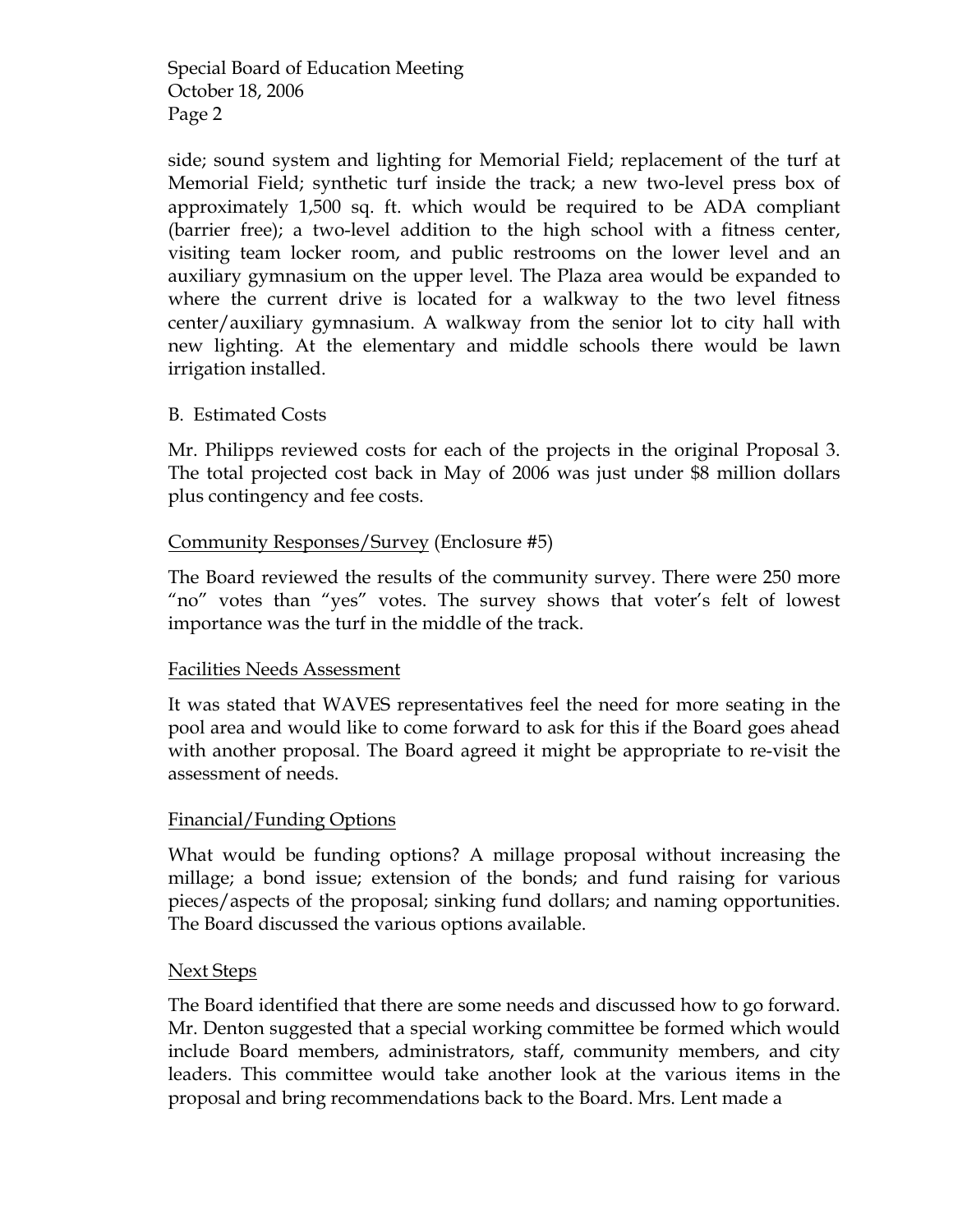side; sound system and lighting for Memorial Field; replacement of the turf at Memorial Field; synthetic turf inside the track; a new two-level press box of approximately 1,500 sq. ft. which would be required to be ADA compliant (barrier free); a two-level addition to the high school with a fitness center, visiting team locker room, and public restrooms on the lower level and an auxiliary gymnasium on the upper level. The Plaza area would be expanded to where the current drive is located for a walkway to the two level fitness center/auxiliary gymnasium. A walkway from the senior lot to city hall with new lighting. At the elementary and middle schools there would be lawn irrigation installed.

B. Estimated Costs

Mr. Philipps reviewed costs for each of the projects in the original Proposal 3. The total projected cost back in May of 2006 was just under $8 million dollars plus contingency and fee costs.

<u>Community Responses/Survey</u> (Enclosure #5)

The Board reviewed the results of the community survey. There were 250 more "no" votes than "yes" votes. The survey shows that voter's felt of lowest importance was the turf in the middle of the track.

<u>Facilities Needs Assessment</u>

It was stated that WAVES representatives feel the need for more seating in the pool area and would like to come forward to ask for this if the Board goes ahead with another proposal. The Board agreed it might be appropriate to re-visit the assessment of needs.

<u>Financial/Funding Options</u>

What would be funding options? A millage proposal without increasing the millage; a bond issue; extension of the bonds; and fund raising for various pieces/aspects of the proposal; sinking fund dollars; and naming opportunities. The Board discussed the various options available.

<u>Next Steps</u>

The Board identified that there are some needs and discussed how to go forward. Mr. Denton suggested that a special working committee be formed which would include Board members, administrators, staff, community members, and city leaders. This committee would take another look at the various items in the proposal and bring recommendations back to the Board. Mrs. Lent made a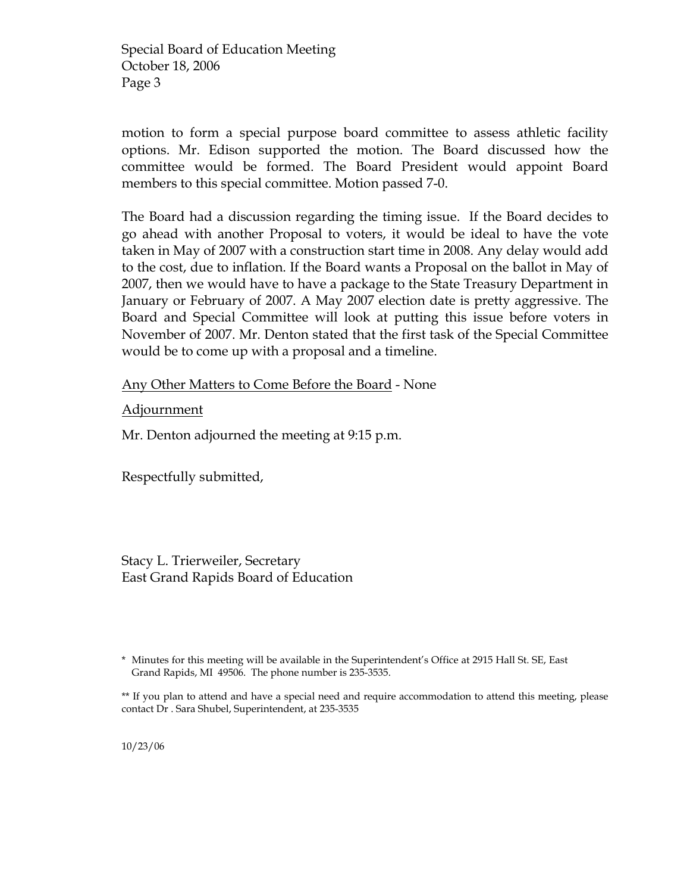motion to form a special purpose board committee to assess athletic facility options. Mr. Edison supported the motion. The Board discussed how the committee would be formed. The Board President would appoint Board members to this special committee. Motion passed 7-0.

The Board had a discussion regarding the timing issue. If the Board decides to go ahead with another Proposal to voters, it would be ideal to have the vote taken in May of 2007 with a construction start time in 2008. Any delay would add to the cost, due to inflation. If the Board wants a Proposal on the ballot in May of 2007, then we would have to have a package to the State Treasury Department in January or February of 2007. A May 2007 election date is pretty aggressive. The Board and Special Committee will look at putting this issue before voters in November of 2007. Mr. Denton stated that the first task of the Special Committee would be to come up with a proposal and a timeline.

Any Other Matters to Come Before the Board - None

Adjournment

Mr. Denton adjourned the meeting at 9:15 p.m.

Respectfully submitted,

Stacy L. Trierweiler, Secretary
East Grand Rapids Board of Education

\* Minutes for this meeting will be available in the Superintendent's Office at 2915 Hall St. SE, East Grand Rapids, MI 49506. The phone number is 235-3535.

\*\* If you plan to attend and have a special need and require accommodation to attend this meeting, please contact Dr . Sara Shubel, Superintendent, at 235-3535

10/23/06